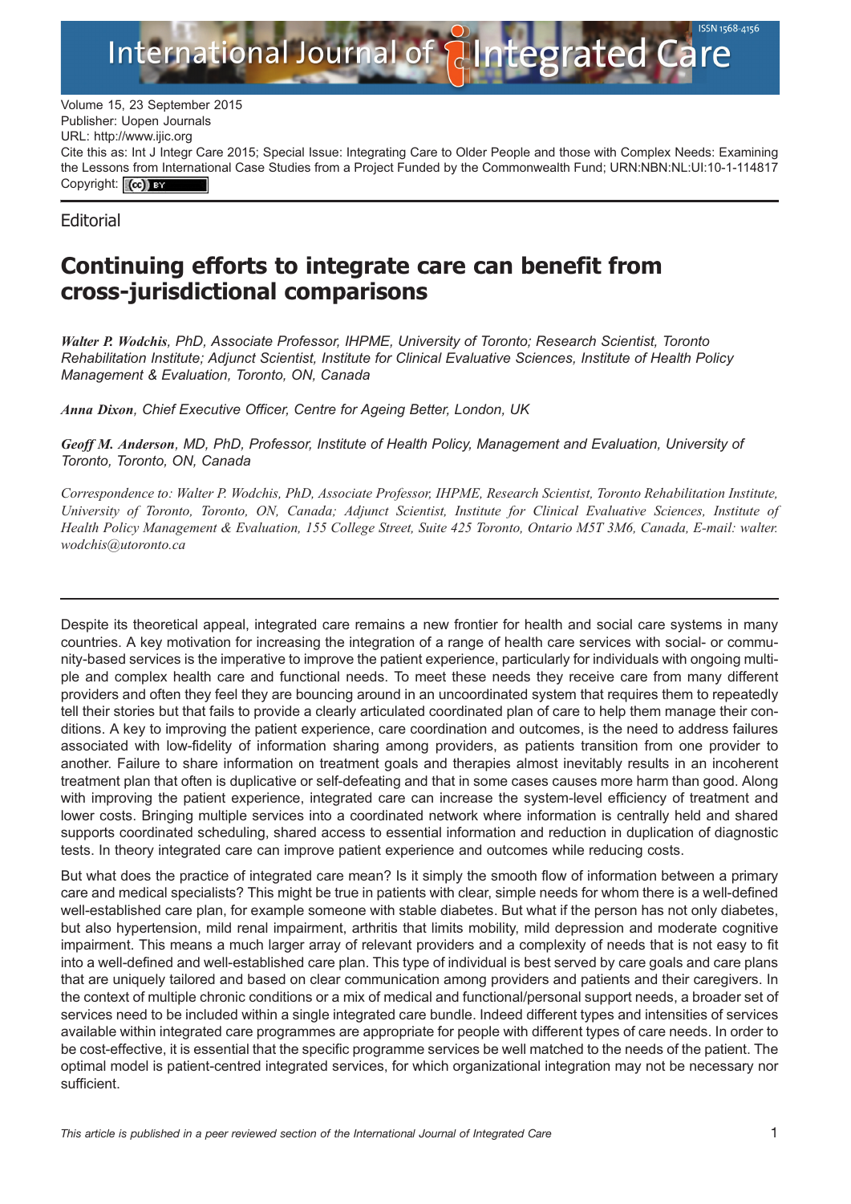Volume 15, 23 September 2015
Publisher: Uopen Journals
URL: http://www.ijic.org
Cite this as: Int J Integr Care 2015; Special Issue: Integrating Care to Older People and those with Complex Needs: Examining the Lessons from International Case Studies from a Project Funded by the Commonwealth Fund; URN:NBN:NL:UI:10-1-114817
Copyright: (cc) BY

Editorial

# Continuing efforts to integrate care can benefit from cross-jurisdictional comparisons

***Walter P. Wodchis***, *PhD, Associate Professor, IHPME, University of Toronto; Research Scientist, Toronto Rehabilitation Institute; Adjunct Scientist, Institute for Clinical Evaluative Sciences, Institute of Health Policy Management & Evaluation, Toronto, ON, Canada*

***Anna Dixon***, *Chief Executive Officer, Centre for Ageing Better, London, UK*

***Geoff M. Anderson***, *MD, PhD, Professor, Institute of Health Policy, Management and Evaluation, University of Toronto, Toronto, ON, Canada*

*Correspondence to: Walter P. Wodchis, PhD, Associate Professor, IHPME, Research Scientist, Toronto Rehabilitation Institute, University of Toronto, Toronto, ON, Canada; Adjunct Scientist, Institute for Clinical Evaluative Sciences, Institute of Health Policy Management & Evaluation, 155 College Street, Suite 425 Toronto, Ontario M5T 3M6, Canada, E-mail: walter.wodchis@utoronto.ca*

---

Despite its theoretical appeal, integrated care remains a new frontier for health and social care systems in many countries. A key motivation for increasing the integration of a range of health care services with social- or community-based services is the imperative to improve the patient experience, particularly for individuals with ongoing multiple and complex health care and functional needs. To meet these needs they receive care from many different providers and often they feel they are bouncing around in an uncoordinated system that requires them to repeatedly tell their stories but that fails to provide a clearly articulated coordinated plan of care to help them manage their conditions. A key to improving the patient experience, care coordination and outcomes, is the need to address failures associated with low-fidelity of information sharing among providers, as patients transition from one provider to another. Failure to share information on treatment goals and therapies almost inevitably results in an incoherent treatment plan that often is duplicative or self-defeating and that in some cases causes more harm than good. Along with improving the patient experience, integrated care can increase the system-level efficiency of treatment and lower costs. Bringing multiple services into a coordinated network where information is centrally held and shared supports coordinated scheduling, shared access to essential information and reduction in duplication of diagnostic tests. In theory integrated care can improve patient experience and outcomes while reducing costs.

But what does the practice of integrated care mean? Is it simply the smooth flow of information between a primary care and medical specialists? This might be true in patients with clear, simple needs for whom there is a well-defined well-established care plan, for example someone with stable diabetes. But what if the person has not only diabetes, but also hypertension, mild renal impairment, arthritis that limits mobility, mild depression and moderate cognitive impairment. This means a much larger array of relevant providers and a complexity of needs that is not easy to fit into a well-defined and well-established care plan. This type of individual is best served by care goals and care plans that are uniquely tailored and based on clear communication among providers and patients and their caregivers. In the context of multiple chronic conditions or a mix of medical and functional/personal support needs, a broader set of services need to be included within a single integrated care bundle. Indeed different types and intensities of services available within integrated care programmes are appropriate for people with different types of care needs. In order to be cost-effective, it is essential that the specific programme services be well matched to the needs of the patient. The optimal model is patient-centred integrated services, for which organizational integration may not be necessary nor sufficient.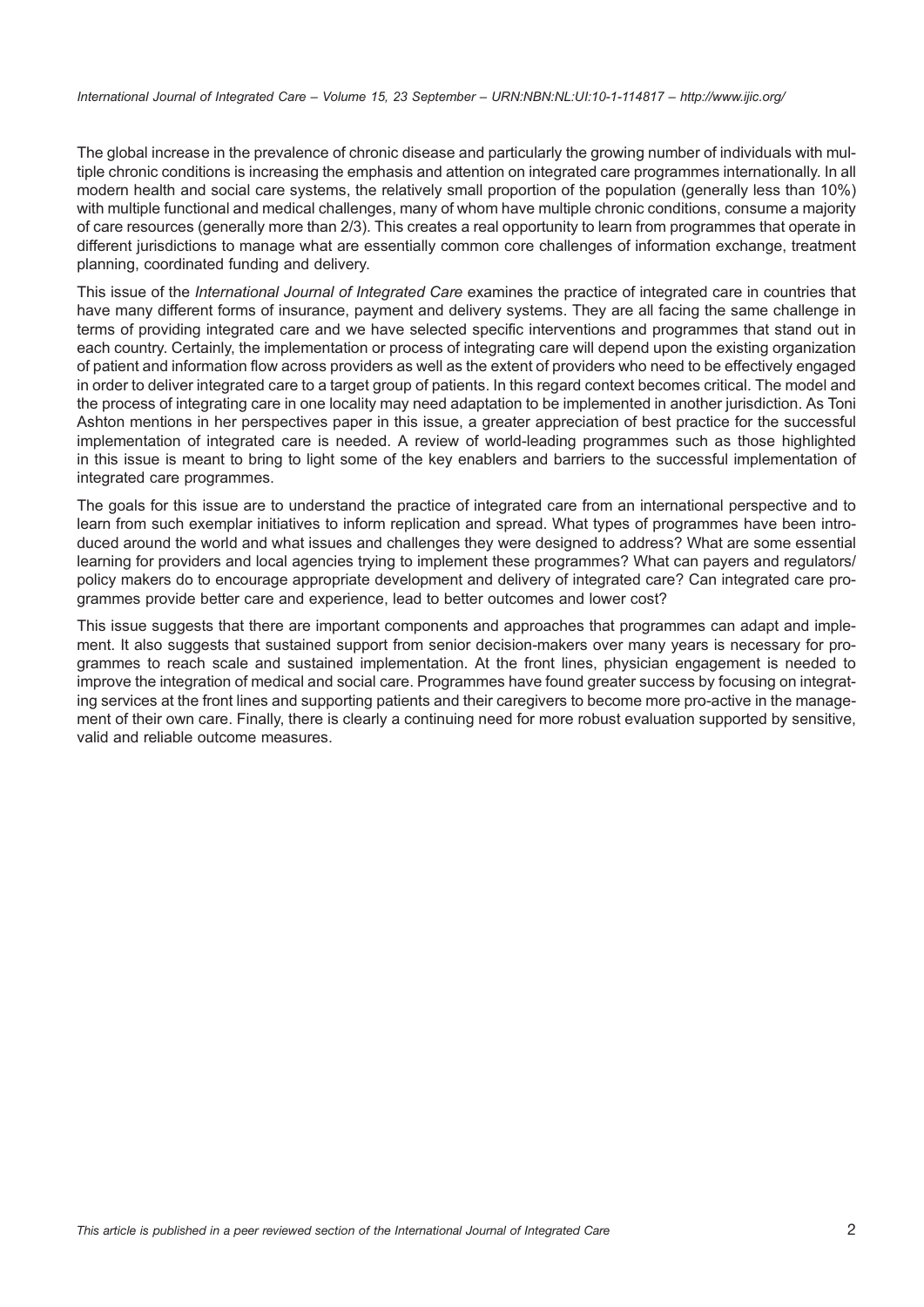The global increase in the prevalence of chronic disease and particularly the growing number of individuals with multiple chronic conditions is increasing the emphasis and attention on integrated care programmes internationally. In all modern health and social care systems, the relatively small proportion of the population (generally less than 10%) with multiple functional and medical challenges, many of whom have multiple chronic conditions, consume a majority of care resources (generally more than 2/3). This creates a real opportunity to learn from programmes that operate in different jurisdictions to manage what are essentially common core challenges of information exchange, treatment planning, coordinated funding and delivery.

This issue of the *International Journal of Integrated Care* examines the practice of integrated care in countries that have many different forms of insurance, payment and delivery systems. They are all facing the same challenge in terms of providing integrated care and we have selected specific interventions and programmes that stand out in each country. Certainly, the implementation or process of integrating care will depend upon the existing organization of patient and information flow across providers as well as the extent of providers who need to be effectively engaged in order to deliver integrated care to a target group of patients. In this regard context becomes critical. The model and the process of integrating care in one locality may need adaptation to be implemented in another jurisdiction. As Toni Ashton mentions in her perspectives paper in this issue, a greater appreciation of best practice for the successful implementation of integrated care is needed. A review of world-leading programmes such as those highlighted in this issue is meant to bring to light some of the key enablers and barriers to the successful implementation of integrated care programmes.

The goals for this issue are to understand the practice of integrated care from an international perspective and to learn from such exemplar initiatives to inform replication and spread. What types of programmes have been introduced around the world and what issues and challenges they were designed to address? What are some essential learning for providers and local agencies trying to implement these programmes? What can payers and regulators/policy makers do to encourage appropriate development and delivery of integrated care? Can integrated care programmes provide better care and experience, lead to better outcomes and lower cost?

This issue suggests that there are important components and approaches that programmes can adapt and implement. It also suggests that sustained support from senior decision-makers over many years is necessary for programmes to reach scale and sustained implementation. At the front lines, physician engagement is needed to improve the integration of medical and social care. Programmes have found greater success by focusing on integrating services at the front lines and supporting patients and their caregivers to become more pro-active in the management of their own care. Finally, there is clearly a continuing need for more robust evaluation supported by sensitive, valid and reliable outcome measures.